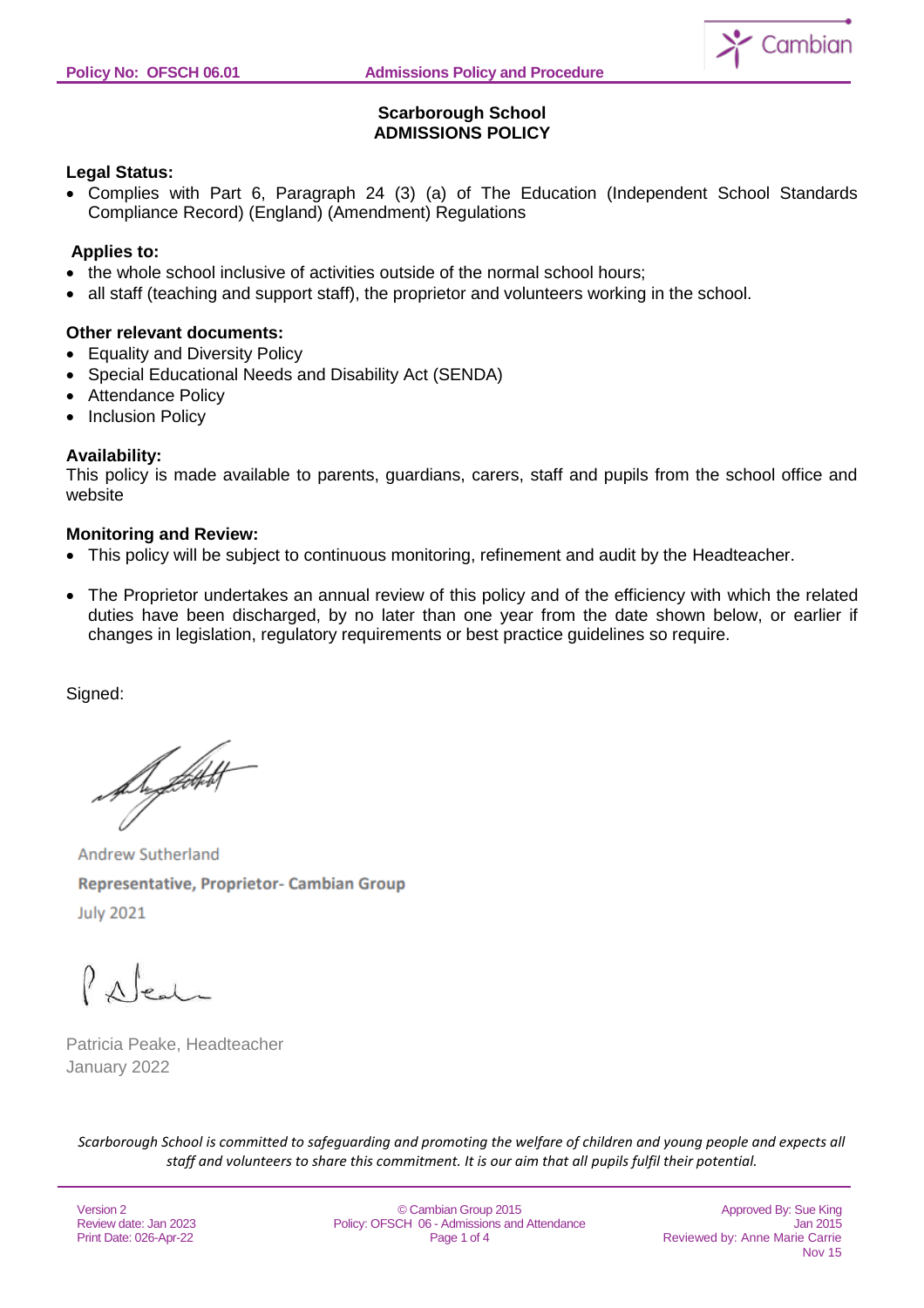# Scarborough School
# ADMISSIONS POLICY

**Legal Status:**

- Complies with Part 6, Paragraph 24 (3) (a) of The Education (Independent School Standards Compliance Record) (England) (Amendment) Regulations

**Applies to:**

- the whole school inclusive of activities outside of the normal school hours;
- all staff (teaching and support staff), the proprietor and volunteers working in the school.

**Other relevant documents:**

- Equality and Diversity Policy
- Special Educational Needs and Disability Act (SENDA)
- Attendance Policy
- Inclusion Policy

**Availability:**

This policy is made available to parents, guardians, carers, staff and pupils from the school office and website

**Monitoring and Review:**

- This policy will be subject to continuous monitoring, refinement and audit by the Headteacher.
- The Proprietor undertakes an annual review of this policy and of the efficiency with which the related duties have been discharged, by no later than one year from the date shown below, or earlier if changes in legislation, regulatory requirements or best practice guidelines so require.

Signed:

Andrew Sutherland
**Representative, Proprietor- Cambian Group**
July 2021

Patricia Peake, Headteacher
January 2022

*Scarborough School is committed to safeguarding and promoting the welfare of children and young people and expects all staff and volunteers to share this commitment. It is our aim that all pupils fulfil their potential.*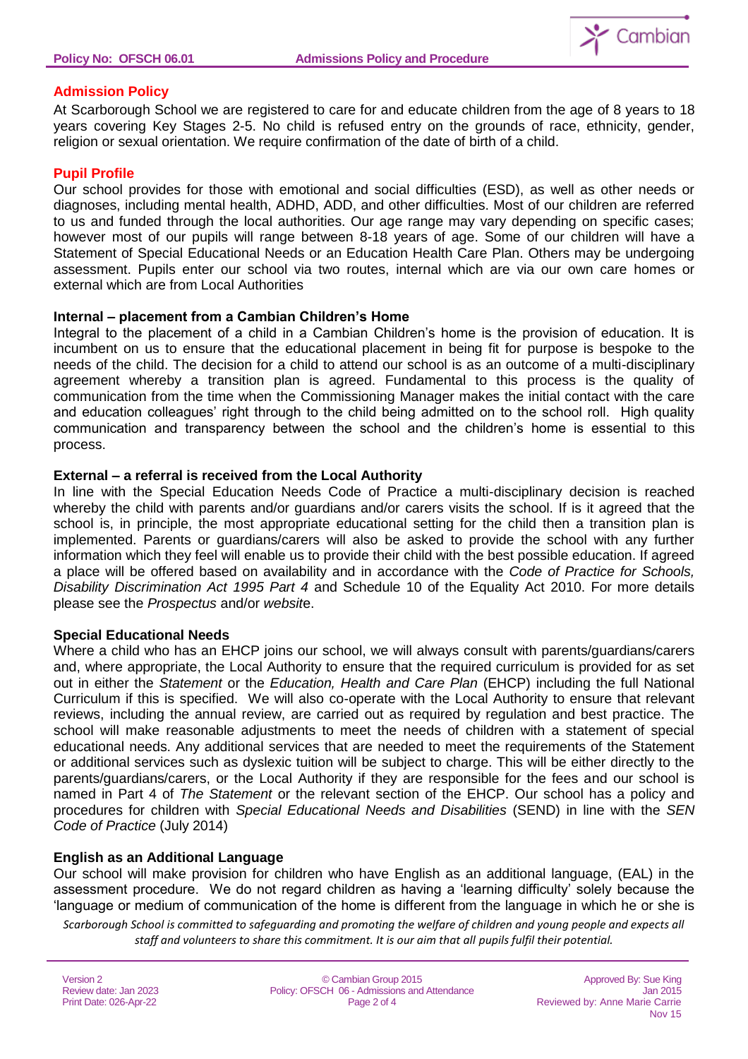## Admission Policy

At Scarborough School we are registered to care for and educate children from the age of 8 years to 18 years covering Key Stages 2-5. No child is refused entry on the grounds of race, ethnicity, gender, religion or sexual orientation. We require confirmation of the date of birth of a child.

## Pupil Profile

Our school provides for those with emotional and social difficulties (ESD), as well as other needs or diagnoses, including mental health, ADHD, ADD, and other difficulties. Most of our children are referred to us and funded through the local authorities. Our age range may vary depending on specific cases; however most of our pupils will range between 8-18 years of age. Some of our children will have a Statement of Special Educational Needs or an Education Health Care Plan. Others may be undergoing assessment. Pupils enter our school via two routes, internal which are via our own care homes or external which are from Local Authorities

### Internal – placement from a Cambian Children's Home

Integral to the placement of a child in a Cambian Children's home is the provision of education. It is incumbent on us to ensure that the educational placement in being fit for purpose is bespoke to the needs of the child. The decision for a child to attend our school is as an outcome of a multi-disciplinary agreement whereby a transition plan is agreed. Fundamental to this process is the quality of communication from the time when the Commissioning Manager makes the initial contact with the care and education colleagues' right through to the child being admitted on to the school roll. High quality communication and transparency between the school and the children's home is essential to this process.

### External – a referral is received from the Local Authority

In line with the Special Education Needs Code of Practice a multi-disciplinary decision is reached whereby the child with parents and/or guardians and/or carers visits the school. If is it agreed that the school is, in principle, the most appropriate educational setting for the child then a transition plan is implemented. Parents or guardians/carers will also be asked to provide the school with any further information which they feel will enable us to provide their child with the best possible education. If agreed a place will be offered based on availability and in accordance with the *Code of Practice for Schools, Disability Discrimination Act 1995 Part 4* and Schedule 10 of the Equality Act 2010. For more details please see the *Prospectus* and/or *websit*e.

### Special Educational Needs

Where a child who has an EHCP joins our school, we will always consult with parents/guardians/carers and, where appropriate, the Local Authority to ensure that the required curriculum is provided for as set out in either the *Statement* or the *Education, Health and Care Plan* (EHCP) including the full National Curriculum if this is specified. We will also co-operate with the Local Authority to ensure that relevant reviews, including the annual review, are carried out as required by regulation and best practice. The school will make reasonable adjustments to meet the needs of children with a statement of special educational needs. Any additional services that are needed to meet the requirements of the Statement or additional services such as dyslexic tuition will be subject to charge. This will be either directly to the parents/guardians/carers, or the Local Authority if they are responsible for the fees and our school is named in Part 4 of *The Statement* or the relevant section of the EHCP. Our school has a policy and procedures for children with *Special Educational Needs and Disabilities* (SEND) in line with the *SEN Code of Practice* (July 2014)

### English as an Additional Language

Our school will make provision for children who have English as an additional language, (EAL) in the assessment procedure. We do not regard children as having a 'learning difficulty' solely because the 'language or medium of communication of the home is different from the language in which he or she is

*Scarborough School is committed to safeguarding and promoting the welfare of children and young people and expects all staff and volunteers to share this commitment. It is our aim that all pupils fulfil their potential.*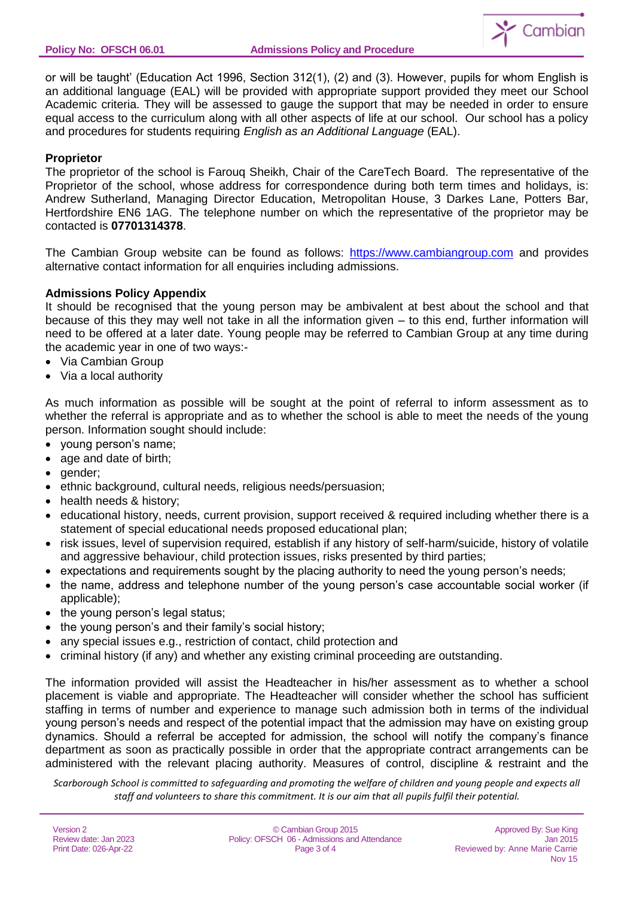or will be taught' (Education Act 1996, Section 312(1), (2) and (3). However, pupils for whom English is an additional language (EAL) will be provided with appropriate support provided they meet our School Academic criteria. They will be assessed to gauge the support that may be needed in order to ensure equal access to the curriculum along with all other aspects of life at our school. Our school has a policy and procedures for students requiring *English as an Additional Language* (EAL).

**Proprietor**

The proprietor of the school is Farouq Sheikh, Chair of the CareTech Board. The representative of the Proprietor of the school, whose address for correspondence during both term times and holidays, is: Andrew Sutherland, Managing Director Education, Metropolitan House, 3 Darkes Lane, Potters Bar, Hertfordshire EN6 1AG. The telephone number on which the representative of the proprietor may be contacted is **07701314378**.

The Cambian Group website can be found as follows: https://www.cambiangroup.com and provides alternative contact information for all enquiries including admissions.

**Admissions Policy Appendix**

It should be recognised that the young person may be ambivalent at best about the school and that because of this they may well not take in all the information given – to this end, further information will need to be offered at a later date. Young people may be referred to Cambian Group at any time during the academic year in one of two ways:-

- Via Cambian Group
- Via a local authority

As much information as possible will be sought at the point of referral to inform assessment as to whether the referral is appropriate and as to whether the school is able to meet the needs of the young person. Information sought should include:

- young person's name;
- age and date of birth;
- gender;
- ethnic background, cultural needs, religious needs/persuasion;
- health needs & history;
- educational history, needs, current provision, support received & required including whether there is a statement of special educational needs proposed educational plan;
- risk issues, level of supervision required, establish if any history of self-harm/suicide, history of volatile and aggressive behaviour, child protection issues, risks presented by third parties;
- expectations and requirements sought by the placing authority to need the young person's needs;
- the name, address and telephone number of the young person's case accountable social worker (if applicable);
- the young person's legal status;
- the young person's and their family's social history;
- any special issues e.g., restriction of contact, child protection and
- criminal history (if any) and whether any existing criminal proceeding are outstanding.

The information provided will assist the Headteacher in his/her assessment as to whether a school placement is viable and appropriate. The Headteacher will consider whether the school has sufficient staffing in terms of number and experience to manage such admission both in terms of the individual young person's needs and respect of the potential impact that the admission may have on existing group dynamics. Should a referral be accepted for admission, the school will notify the company's finance department as soon as practically possible in order that the appropriate contract arrangements can be administered with the relevant placing authority. Measures of control, discipline & restraint and the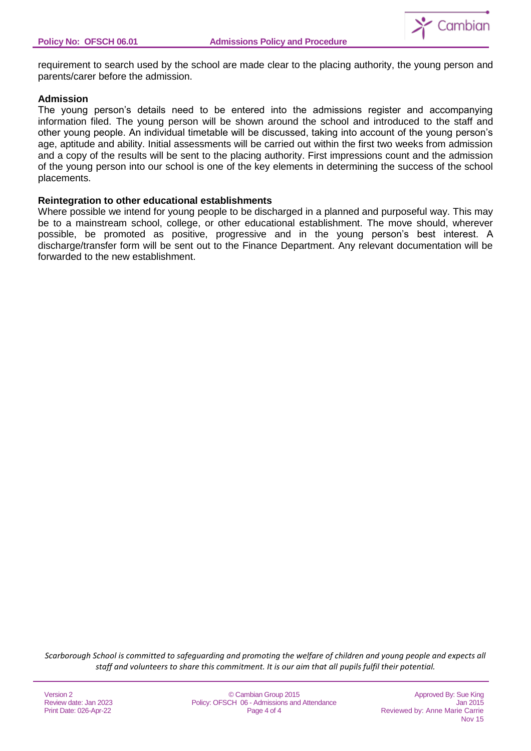requirement to search used by the school are made clear to the placing authority, the young person and parents/carer before the admission.

**Admission**

The young person's details need to be entered into the admissions register and accompanying information filed. The young person will be shown around the school and introduced to the staff and other young people. An individual timetable will be discussed, taking into account of the young person's age, aptitude and ability. Initial assessments will be carried out within the first two weeks from admission and a copy of the results will be sent to the placing authority. First impressions count and the admission of the young person into our school is one of the key elements in determining the success of the school placements.

**Reintegration to other educational establishments**

Where possible we intend for young people to be discharged in a planned and purposeful way. This may be to a mainstream school, college, or other educational establishment. The move should, wherever possible, be promoted as positive, progressive and in the young person's best interest. A discharge/transfer form will be sent out to the Finance Department. Any relevant documentation will be forwarded to the new establishment.